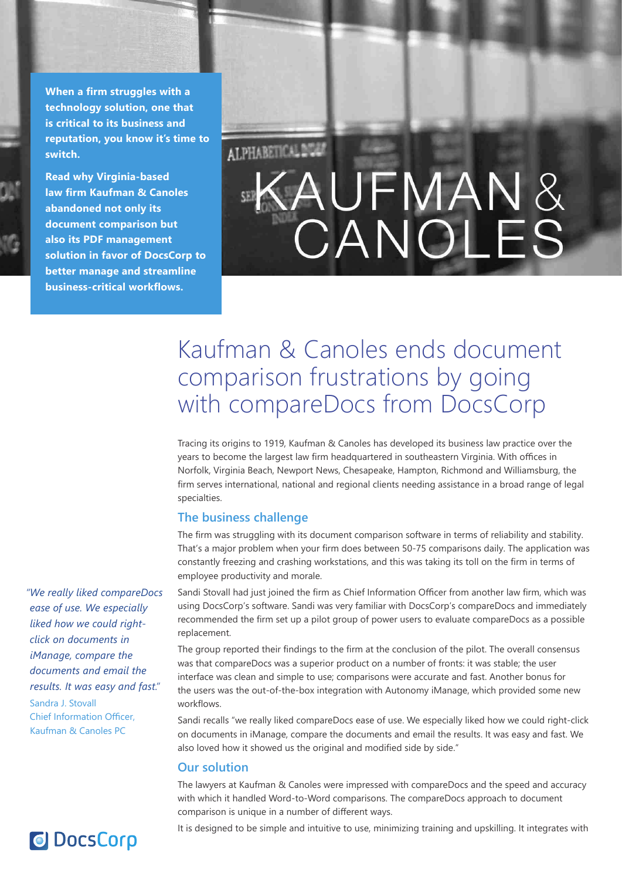**When a firm struggles with a technology solution, one that is critical to its business and reputation, you know it's time to switch.**

**Read why Virginia-based law firm Kaufman & Canoles abandoned not only its document comparison but also its PDF management solution in favor of DocsCorp to better manage and streamline business-critical workflows.**

KAUFMAN & CANOLES

# Kaufman & Canoles ends document comparison frustrations by going with compareDocs from DocsCorp

Tracing its origins to 1919, Kaufman & Canoles has developed its business law practice over the years to become the largest law firm headquartered in southeastern Virginia. With offices in Norfolk, Virginia Beach, Newport News, Chesapeake, Hampton, Richmond and Williamsburg, the firm serves international, national and regional clients needing assistance in a broad range of legal specialties.

## The business challenge

The firm was struggling with its document comparison software in terms of reliability and stability. That's a major problem when your firm does between 50-75 comparisons daily. The application was constantly freezing and crashing workstations, and this was taking its toll on the firm in terms of employee productivity and morale.

Sandi Stovall had just joined the firm as Chief Information Officer from another law firm, which was using DocsCorp's software. Sandi was very familiar with DocsCorp's compareDocs and immediately recommended the firm set up a pilot group of power users to evaluate compareDocs as a possible replacement.

The group reported their findings to the firm at the conclusion of the pilot. The overall consensus was that compareDocs was a superior product on a number of fronts: it was stable; the user interface was clean and simple to use; comparisons were accurate and fast. Another bonus for the users was the out-of-the-box integration with Autonomy iManage, which provided some new workflows.

Sandi recalls "we really liked compareDocs ease of use. We especially liked how we could right-click on documents in iManage, compare the documents and email the results. It was easy and fast. We also loved how it showed us the original and modified side by side."

> *"We really liked compareDocs ease of use. We especially liked how we could right-click on documents in iManage, compare the documents and email the results. It was easy and fast."*
>
> Sandra J. Stovall
> Chief Information Officer,
> Kaufman & Canoles PC

## Our solution

The lawyers at Kaufman & Canoles were impressed with compareDocs and the speed and accuracy with which it handled Word-to-Word comparisons. The compareDocs approach to document comparison is unique in a number of different ways.

It is designed to be simple and intuitive to use, minimizing training and upskilling. It integrates with

DocsCorp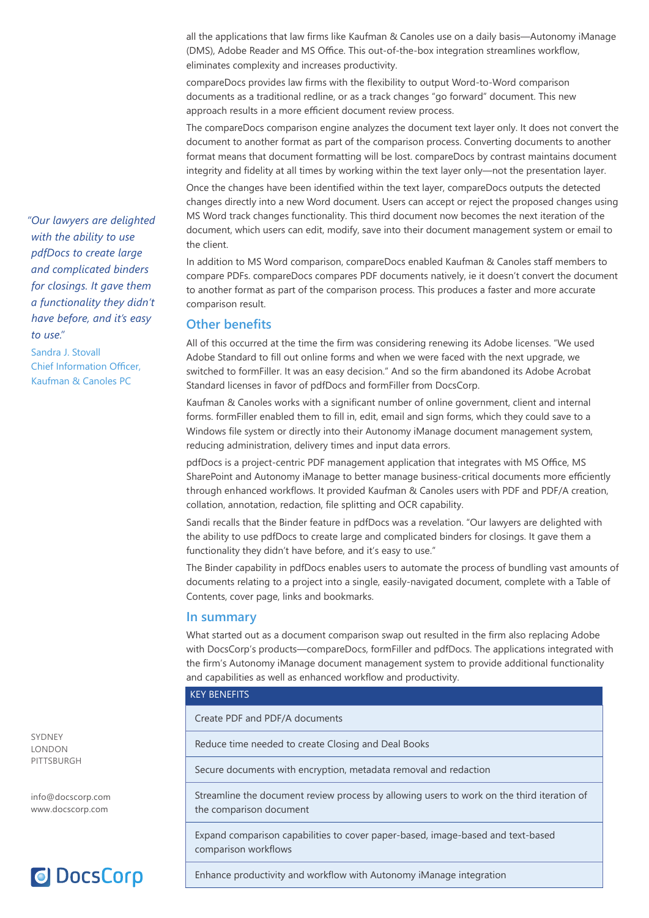all the applications that law firms like Kaufman & Canoles use on a daily basis—Autonomy iManage (DMS), Adobe Reader and MS Office. This out-of-the-box integration streamlines workflow, eliminates complexity and increases productivity.

compareDocs provides law firms with the flexibility to output Word-to-Word comparison documents as a traditional redline, or as a track changes "go forward" document. This new approach results in a more efficient document review process.

The compareDocs comparison engine analyzes the document text layer only. It does not convert the document to another format as part of the comparison process. Converting documents to another format means that document formatting will be lost. compareDocs by contrast maintains document integrity and fidelity at all times by working within the text layer only—not the presentation layer.

Once the changes have been identified within the text layer, compareDocs outputs the detected changes directly into a new Word document. Users can accept or reject the proposed changes using MS Word track changes functionality. This third document now becomes the next iteration of the document, which users can edit, modify, save into their document management system or email to the client.

In addition to MS Word comparison, compareDocs enabled Kaufman & Canoles staff members to compare PDFs. compareDocs compares PDF documents natively, ie it doesn't convert the document to another format as part of the comparison process. This produces a faster and more accurate comparison result.

## Other benefits

All of this occurred at the time the firm was considering renewing its Adobe licenses. "We used Adobe Standard to fill out online forms and when we were faced with the next upgrade, we switched to formFiller. It was an easy decision." And so the firm abandoned its Adobe Acrobat Standard licenses in favor of pdfDocs and formFiller from DocsCorp.

Kaufman & Canoles works with a significant number of online government, client and internal forms. formFiller enabled them to fill in, edit, email and sign forms, which they could save to a Windows file system or directly into their Autonomy iManage document management system, reducing administration, delivery times and input data errors.

pdfDocs is a project-centric PDF management application that integrates with MS Office, MS SharePoint and Autonomy iManage to better manage business-critical documents more efficiently through enhanced workflows. It provided Kaufman & Canoles users with PDF and PDF/A creation, collation, annotation, redaction, file splitting and OCR capability.

Sandi recalls that the Binder feature in pdfDocs was a revelation. "Our lawyers are delighted with the ability to use pdfDocs to create large and complicated binders for closings. It gave them a functionality they didn't have before, and it's easy to use."

*"Our lawyers are delighted with the ability to use pdfDocs to create large and complicated binders for closings. It gave them a functionality they didn't have before, and it's easy to use."*

Sandra J. Stovall
Chief Information Officer,
Kaufman & Canoles PC

The Binder capability in pdfDocs enables users to automate the process of bundling vast amounts of documents relating to a project into a single, easily-navigated document, complete with a Table of Contents, cover page, links and bookmarks.

## In summary

What started out as a document comparison swap out resulted in the firm also replacing Adobe with DocsCorp's products—compareDocs, formFiller and pdfDocs. The applications integrated with the firm's Autonomy iManage document management system to provide additional functionality and capabilities as well as enhanced workflow and productivity.

| KEY BENEFITS |
|---|
| Create PDF and PDF/A documents |
| Reduce time needed to create Closing and Deal Books |
| Secure documents with encryption, metadata removal and redaction |
| Streamline the document review process by allowing users to work on the third iteration of the comparison document |
| Expand comparison capabilities to cover paper-based, image-based and text-based comparison workflows |
| Enhance productivity and workflow with Autonomy iManage integration |

SYDNEY
LONDON
PITTSBURGH

info@docscorp.com
www.docscorp.com

DocsCorp